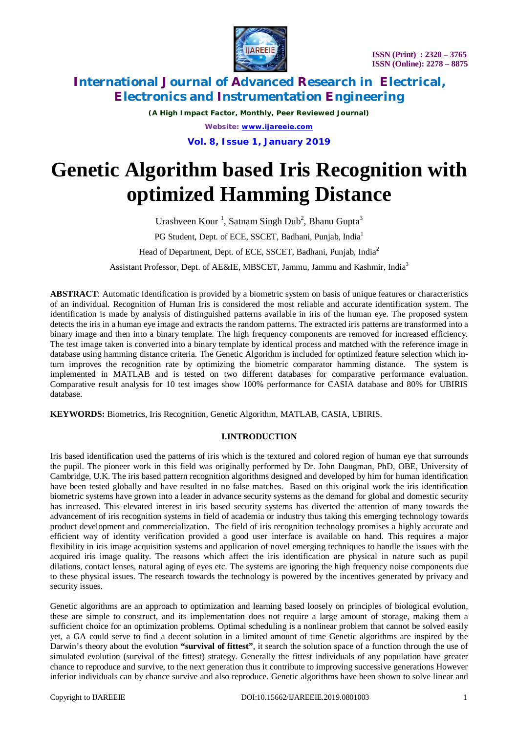# Genetic Algorithm based Iris Recognition with optimized Hamming Distance

Urashveen Kour [1], Satnam Singh Dub[2], Bhanu Gupta[3]

PG Student, Dept. of ECE, SSCET, Badhani, Punjab, India[1]

Head of Department, Dept. of ECE, SSCET, Badhani, Punjab, India[2]

Assistant Professor, Dept. of AE&IE, MBSCET, Jammu, Jammu and Kashmir, India[3]

**ABSTRACT**: Automatic Identification is provided by a biometric system on basis of unique features or characteristics of an individual. Recognition of Human Iris is considered the most reliable and accurate identification system. The identification is made by analysis of distinguished patterns available in iris of the human eye. The proposed system detects the iris in a human eye image and extracts the random patterns. The extracted iris patterns are transformed into a binary image and then into a binary template. The high frequency components are removed for increased efficiency. The test image taken is converted into a binary template by identical process and matched with the reference image in database using hamming distance criteria. The Genetic Algorithm is included for optimized feature selection which in-turn improves the recognition rate by optimizing the biometric comparator hamming distance. The system is implemented in MATLAB and is tested on two different databases for comparative performance evaluation. Comparative result analysis for 10 test images show 100% performance for CASIA database and 80% for UBIRIS database.

**KEYWORDS:** Biometrics, Iris Recognition, Genetic Algorithm, MATLAB, CASIA, UBIRIS.

## I.INTRODUCTION

Iris based identification used the patterns of iris which is the textured and colored region of human eye that surrounds the pupil. The pioneer work in this field was originally performed by Dr. John Daugman, PhD, OBE, University of Cambridge, U.K. The iris based pattern recognition algorithms designed and developed by him for human identification have been tested globally and have resulted in no false matches. Based on this original work the iris identification biometric systems have grown into a leader in advance security systems as the demand for global and domestic security has increased. This elevated interest in iris based security systems has diverted the attention of many towards the advancement of iris recognition systems in field of academia or industry thus taking this emerging technology towards product development and commercialization. The field of iris recognition technology promises a highly accurate and efficient way of identity verification provided a good user interface is available on hand. This requires a major flexibility in iris image acquisition systems and application of novel emerging techniques to handle the issues with the acquired iris image quality. The reasons which affect the iris identification are physical in nature such as pupil dilations, contact lenses, natural aging of eyes etc. The systems are ignoring the high frequency noise components due to these physical issues. The research towards the technology is powered by the incentives generated by privacy and security issues.

Genetic algorithms are an approach to optimization and learning based loosely on principles of biological evolution, these are simple to construct, and its implementation does not require a large amount of storage, making them a sufficient choice for an optimization problems. Optimal scheduling is a nonlinear problem that cannot be solved easily yet, a GA could serve to find a decent solution in a limited amount of time Genetic algorithms are inspired by the Darwin's theory about the evolution **"survival of fittest"**, it search the solution space of a function through the use of simulated evolution (survival of the fittest) strategy. Generally the fittest individuals of any population have greater chance to reproduce and survive, to the next generation thus it contribute to improving successive generations However inferior individuals can by chance survive and also reproduce. Genetic algorithms have been shown to solve linear and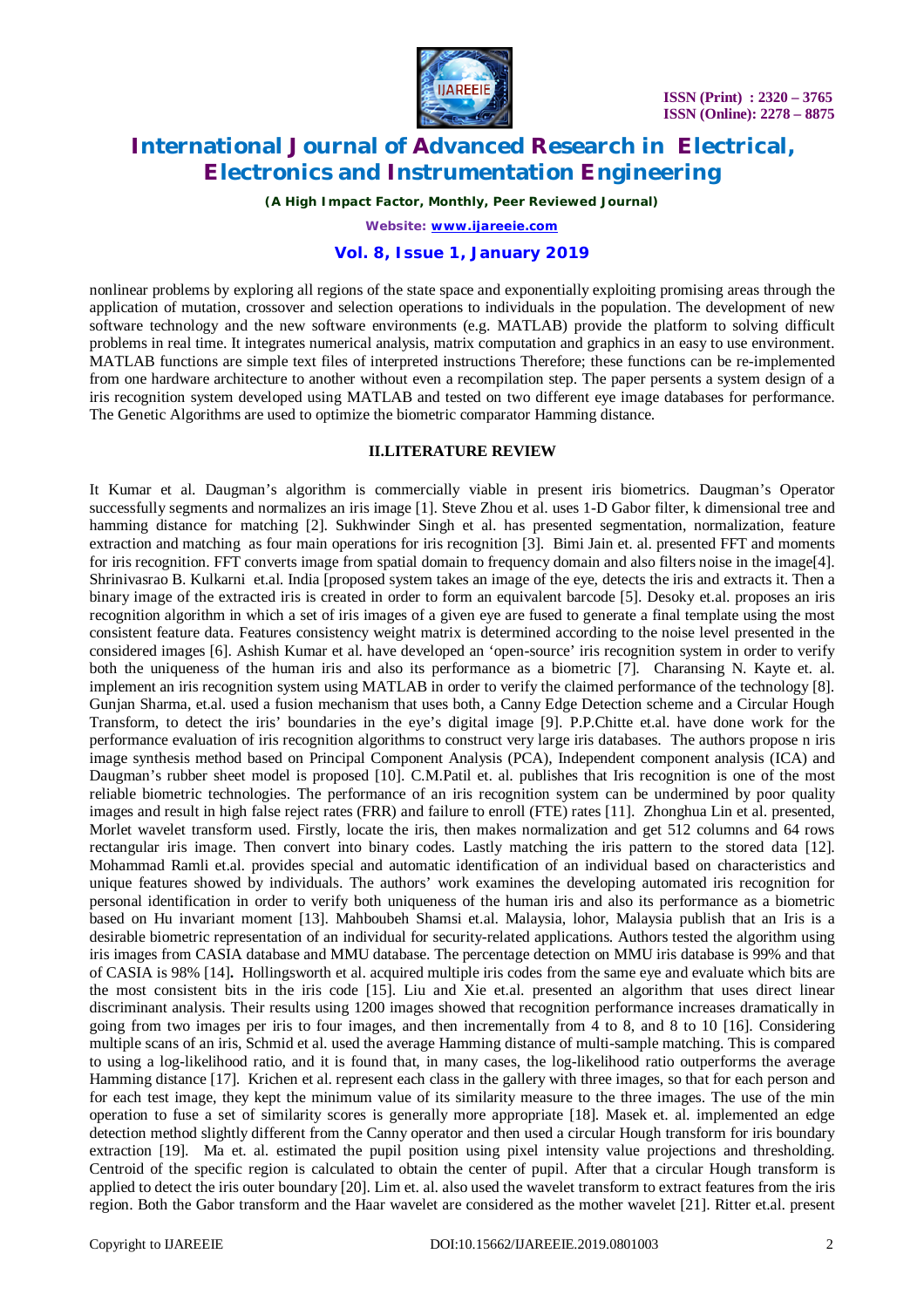nonlinear problems by exploring all regions of the state space and exponentially exploiting promising areas through the application of mutation, crossover and selection operations to individuals in the population. The development of new software technology and the new software environments (e.g. MATLAB) provide the platform to solving difficult problems in real time. It integrates numerical analysis, matrix computation and graphics in an easy to use environment. MATLAB functions are simple text files of interpreted instructions Therefore; these functions can be re-implemented from one hardware architecture to another without even a recompilation step. The paper persents a system design of a iris recognition system developed using MATLAB and tested on two different eye image databases for performance. The Genetic Algorithms are used to optimize the biometric comparator Hamming distance.

## II.LITERATURE REVIEW

It Kumar et al. Daugman's algorithm is commercially viable in present iris biometrics. Daugman's Operator successfully segments and normalizes an iris image [1]. Steve Zhou et al. uses 1-D Gabor filter, k dimensional tree and hamming distance for matching [2]. Sukhwinder Singh et al. has presented segmentation, normalization, feature extraction and matching as four main operations for iris recognition [3]. Bimi Jain et. al. presented FFT and moments for iris recognition. FFT converts image from spatial domain to frequency domain and also filters noise in the image[4]. Shrinivasrao B. Kulkarni et.al. India [proposed system takes an image of the eye, detects the iris and extracts it. Then a binary image of the extracted iris is created in order to form an equivalent barcode [5]. Desoky et.al. proposes an iris recognition algorithm in which a set of iris images of a given eye are fused to generate a final template using the most consistent feature data. Features consistency weight matrix is determined according to the noise level presented in the considered images [6]. Ashish Kumar et al. have developed an 'open-source' iris recognition system in order to verify both the uniqueness of the human iris and also its performance as a biometric [7]. Charansing N. Kayte et. al. implement an iris recognition system using MATLAB in order to verify the claimed performance of the technology [8]. Gunjan Sharma, et.al. used a fusion mechanism that uses both, a Canny Edge Detection scheme and a Circular Hough Transform, to detect the iris' boundaries in the eye's digital image [9]. P.P.Chitte et.al. have done work for the performance evaluation of iris recognition algorithms to construct very large iris databases. The authors propose n iris image synthesis method based on Principal Component Analysis (PCA), Independent component analysis (ICA) and Daugman's rubber sheet model is proposed [10]. C.M.Patil et. al. publishes that Iris recognition is one of the most reliable biometric technologies. The performance of an iris recognition system can be undermined by poor quality images and result in high false reject rates (FRR) and failure to enroll (FTE) rates [11]. Zhonghua Lin et al. presented, Morlet wavelet transform used. Firstly, locate the iris, then makes normalization and get 512 columns and 64 rows rectangular iris image. Then convert into binary codes. Lastly matching the iris pattern to the stored data [12]. Mohammad Ramli et.al. provides special and automatic identification of an individual based on characteristics and unique features showed by individuals. The authors' work examines the developing automated iris recognition for personal identification in order to verify both uniqueness of the human iris and also its performance as a biometric based on Hu invariant moment [13]. Mahboubeh Shamsi et.al. Malaysia, lohor, Malaysia publish that an Iris is a desirable biometric representation of an individual for security-related applications. Authors tested the algorithm using iris images from CASIA database and MMU database. The percentage detection on MMU iris database is 99% and that of CASIA is 98% [14]**.** Hollingsworth et al. acquired multiple iris codes from the same eye and evaluate which bits are the most consistent bits in the iris code [15]. Liu and Xie et.al. presented an algorithm that uses direct linear discriminant analysis. Their results using 1200 images showed that recognition performance increases dramatically in going from two images per iris to four images, and then incrementally from 4 to 8, and 8 to 10 [16]. Considering multiple scans of an iris, Schmid et al. used the average Hamming distance of multi-sample matching. This is compared to using a log-likelihood ratio, and it is found that, in many cases, the log-likelihood ratio outperforms the average Hamming distance [17]. Krichen et al. represent each class in the gallery with three images, so that for each person and for each test image, they kept the minimum value of its similarity measure to the three images. The use of the min operation to fuse a set of similarity scores is generally more appropriate [18]. Masek et. al. implemented an edge detection method slightly different from the Canny operator and then used a circular Hough transform for iris boundary extraction [19]. Ma et. al. estimated the pupil position using pixel intensity value projections and thresholding. Centroid of the specific region is calculated to obtain the center of pupil. After that a circular Hough transform is applied to detect the iris outer boundary [20]. Lim et. al. also used the wavelet transform to extract features from the iris region. Both the Gabor transform and the Haar wavelet are considered as the mother wavelet [21]. Ritter et.al. present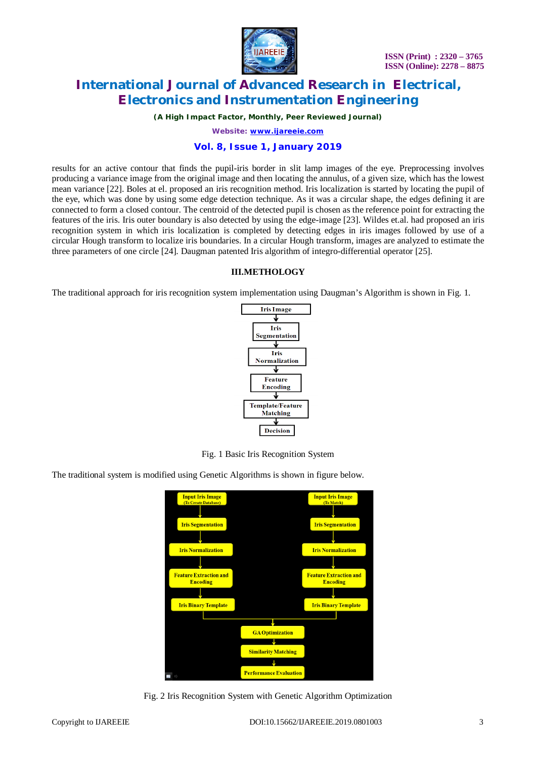results for an active contour that finds the pupil-iris border in slit lamp images of the eye. Preprocessing involves producing a variance image from the original image and then locating the annulus, of a given size, which has the lowest mean variance [22]. Boles at el. proposed an iris recognition method. Iris localization is started by locating the pupil of the eye, which was done by using some edge detection technique. As it was a circular shape, the edges defining it are connected to form a closed contour. The centroid of the detected pupil is chosen as the reference point for extracting the features of the iris. Iris outer boundary is also detected by using the edge-image [23]. Wildes et.al. had proposed an iris recognition system in which iris localization is completed by detecting edges in iris images followed by use of a circular Hough transform to localize iris boundaries. In a circular Hough transform, images are analyzed to estimate the three parameters of one circle [24]. Daugman patented Iris algorithm of integro-differential operator [25].

## III.METHOLOGY

The traditional approach for iris recognition system implementation using Daugman's Algorithm is shown in Fig. 1.

Iris Image → Iris Segmentation → Iris Normalization → Feature Encoding → Template/Feature Matching → Decision

Fig. 1 Basic Iris Recognition System

The traditional system is modified using Genetic Algorithms is shown in figure below.

Input Iris Image (To Create Database) → Iris Segmentation → Iris Normalization → Feature Extraction and Encoding → Iris Binary Template

Input Iris Image (To Match) → Iris Segmentation → Iris Normalization → Feature Extraction and Encoding → Iris Binary Template

Both Iris Binary Templates → GA Optimization → Similarity Matching → Performance Evaluation

Fig. 2 Iris Recognition System with Genetic Algorithm Optimization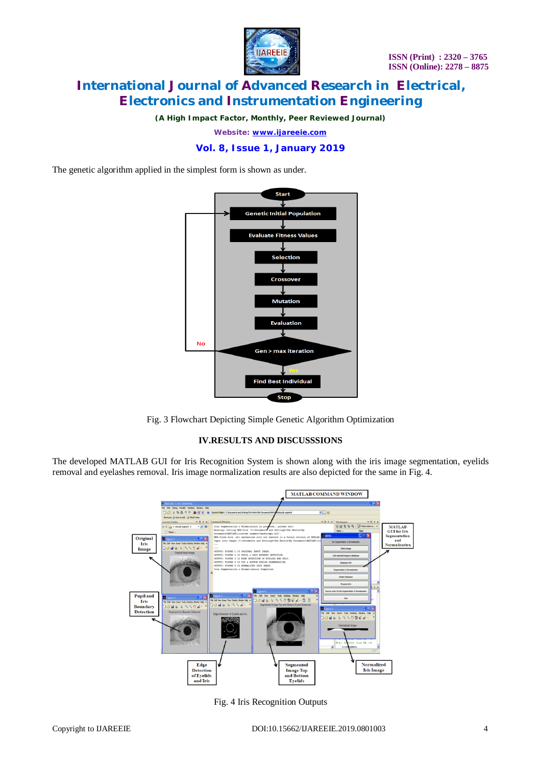The genetic algorithm applied in the simplest form is shown as under.

Fig. 3 Flowchart Depicting Simple Genetic Algorithm Optimization

## IV.RESULTS AND DISCUSSSIONS

The developed MATLAB GUI for Iris Recognition System is shown along with the iris image segmentation, eyelids removal and eyelashes removal. Iris image normalization results are also depicted for the same in Fig. 4.

Fig. 4 Iris Recognition Outputs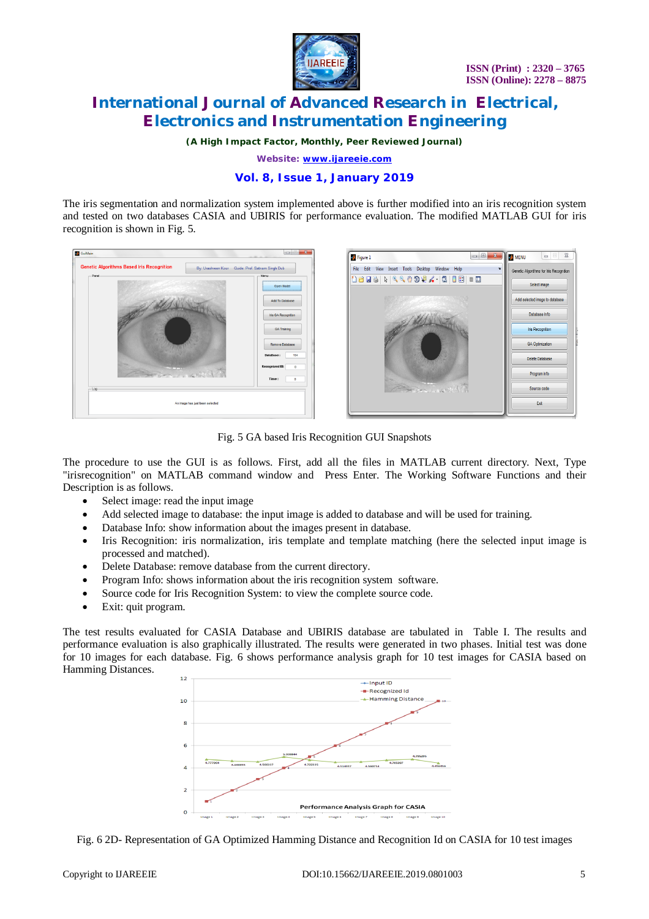The iris segmentation and normalization system implemented above is further modified into an iris recognition system and tested on two databases CASIA and UBIRIS for performance evaluation. The modified MATLAB GUI for iris recognition is shown in Fig. 5.

Fig. 5 GA based Iris Recognition GUI Snapshots

The procedure to use the GUI is as follows. First, add all the files in MATLAB current directory. Next, Type "irisrecognition" on MATLAB command window and Press Enter. The Working Software Functions and their Description is as follows.

- Select image: read the input image
- Add selected image to database: the input image is added to database and will be used for training.
- Database Info: show information about the images present in database.
- Iris Recognition: iris normalization, iris template and template matching (here the selected input image is processed and matched).
- Delete Database: remove database from the current directory.
- Program Info: shows information about the iris recognition system software.
- Source code for Iris Recognition System: to view the complete source code.
- Exit: quit program.

The test results evaluated for CASIA Database and UBIRIS database are tabulated in Table I. The results and performance evaluation is also graphically illustrated. The results were generated in two phases. Initial test was done for 10 images for each database. Fig. 6 shows performance analysis graph for 10 test images for CASIA based on Hamming Distances.

Fig. 6 2D- Representation of GA Optimized Hamming Distance and Recognition Id on CASIA for 10 test images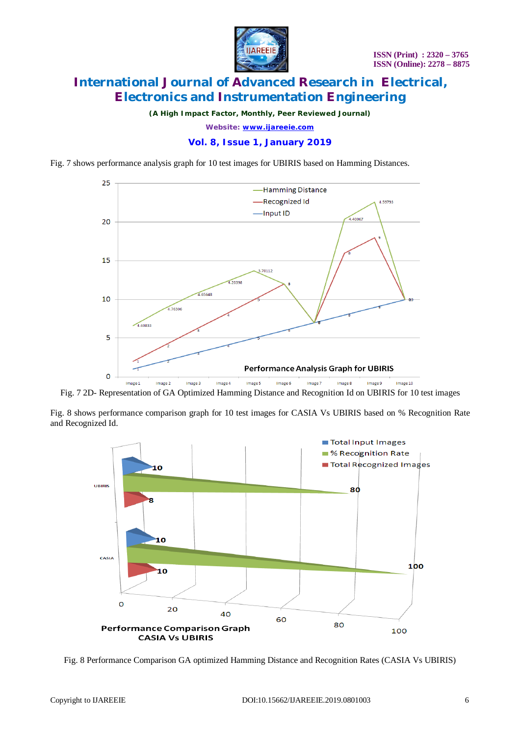Fig. 7 shows performance analysis graph for 10 test images for UBIRIS based on Hamming Distances.

Fig. 7 2D- Representation of GA Optimized Hamming Distance and Recognition Id on UBIRIS for 10 test images

Fig. 8 shows performance comparison graph for 10 test images for CASIA Vs UBIRIS based on % Recognition Rate and Recognized Id.

Fig. 8 Performance Comparison GA optimized Hamming Distance and Recognition Rates (CASIA Vs UBIRIS)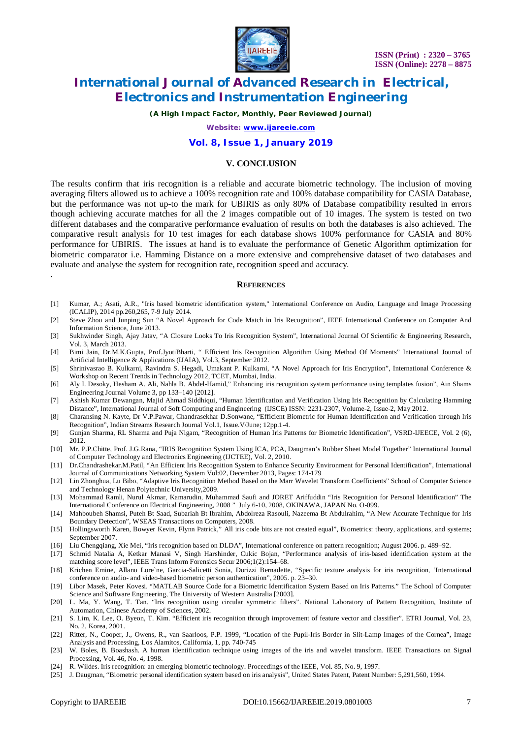## V. CONCLUSION

The results confirm that iris recognition is a reliable and accurate biometric technology. The inclusion of moving averaging filters allowed us to achieve a 100% recognition rate and 100% database compatibility for CASIA Database, but the performance was not up-to the mark for UBIRIS as only 80% of Database compatibility resulted in errors though achieving accurate matches for all the 2 images compatible out of 10 images. The system is tested on two different databases and the comparative performance evaluation of results on both the databases is also achieved. The comparative result analysis for 10 test images for each database shows 100% performance for CASIA and 80% performance for UBIRIS. The issues at hand is to evaluate the performance of Genetic Algorithm optimization for biometric comparator i.e. Hamming Distance on a more extensive and comprehensive dataset of two databases and evaluate and analyse the system for recognition rate, recognition speed and accuracy.

.

### REFERENCES

[1] Kumar, A.; Asati, A.R., "Iris based biometric identification system," International Conference on Audio, Language and Image Processing (ICALIP), 2014 pp.260,265, 7-9 July 2014.

[2] Steve Zhou and Junping Sun "A Novel Approach for Code Match in Iris Recognition", IEEE International Conference on Computer And Information Science, June 2013.

[3] Sukhwinder Singh, Ajay Jatav, "A Closure Looks To Iris Recognition System", International Journal Of Scientific & Engineering Research, Vol. 3, March 2013.

[4] Bimi Jain, Dr.M.K.Gupta, Prof.JyotiBharti, " Efficient Iris Recognition Algorithm Using Method Of Moments" International Journal of Artificial Intelligence & Applications (IJAIA), Vol.3, September 2012.

[5] Shrinivasrao B. Kulkarni, Ravindra S. Hegadi, Umakant P. Kulkarni, "A Novel Approach for Iris Encryption", International Conference & Workshop on Recent Trends in Technology 2012, TCET, Mumbai, India.

[6] Aly I. Desoky, Hesham A. Ali, Nahla B. Abdel-Hamid," Enhancing iris recognition system performance using templates fusion", Ain Shams Engineering Journal Volume 3, pp 133–140 [2012].

[7] Ashish Kumar Dewangan, Majid Ahmad Siddhiqui, "Human Identification and Verification Using Iris Recognition by Calculating Hamming Distance", International Journal of Soft Computing and Engineering (IJSCE) ISSN: 2231-2307, Volume-2, Issue-2, May 2012.

[8] Charansing N. Kayte, Dr V.P.Pawar, Chandrasekhar D.Sonwane, "Efficient Biometric for Human Identification and Verification through Iris Recognition", Indian Streams Research Journal Vol.1, Issue.V/June; 12pp.1-4.

[9] Gunjan Sharma, RL Sharma and Puja Nigam, "Recognition of Human Iris Patterns for Biometric Identification", VSRD-IJEECE, Vol. 2 (6), 2012.

[10] Mr. P.P.Chitte, Prof. J.G.Rana, "IRIS Recognition System Using ICA, PCA, Daugman's Rubber Sheet Model Together" International Journal of Computer Technology and Electronics Engineering (IJCTEE), Vol. 2, 2010.

[11] Dr.Chandrashekar.M.Patil, "An Efficient Iris Recognition System to Enhance Security Environment for Personal Identification", International Journal of Communications Networking System Vol:02, December 2013, Pages: 174-179

[12] Lin Zhonghua, Lu Bibo, "Adaptive Iris Recognition Method Based on the Marr Wavelet Transform Coefficients" School of Computer Science and Technology Henan Polytechnic University,2009.

[13] Mohammad Ramli, Nurul Akmar, Kamarudin, Muhammad Saufi and JORET Ariffuddin "Iris Recognition for Personal Identification" The International Conference on Electrical Engineering, 2008 " July 6-10, 2008, OKINAWA, JAPAN No. O-099.

[14] Mahboubeh Shamsi, Puteh Bt Saad, Subariah Bt Ibrahim, Abdolreza Rasouli, Nazeema Bt Abdulrahim, "A New Accurate Technique for Iris Boundary Detection", WSEAS Transactions on Computers, 2008.

[15] Hollingsworth Karen, Bowyer Kevin, Flynn Patrick," All iris code bits are not created equal", Biometrics: theory, applications, and systems; September 2007.

[16] Liu Chengqiang, Xie Mei, "Iris recognition based on DLDA", International conference on pattern recognition; August 2006. p. 489–92.

[17] Schmid Natalia A, Ketkar Manasi V, Singh Harshinder, Cukic Bojan, "Performance analysis of iris-based identification system at the matching score level", IEEE Trans Inform Forensics Secur 2006;1(2):154–68.

[18] Krichen Emine, Allano Lore`ne, Garcia-Salicetti Sonia, Dorizzi Bernadette, "Specific texture analysis for iris recognition, 'International conference on audio- and video-based biometric person authentication", 2005. p. 23–30.

[19] Libor Masek, Peter Kovesi. "MATLAB Source Code for a Biometric Identification System Based on Iris Patterns." The School of Computer Science and Software Engineering, The University of Western Australia [2003].

[20] L. Ma, Y. Wang, T. Tan. "Iris recognition using circular symmetric filters". National Laboratory of Pattern Recognition, Institute of Automation, Chinese Academy of Sciences, 2002.

[21] S. Lim, K. Lee, O. Byeon, T. Kim. "Efficient iris recognition through improvement of feature vector and classifier". ETRI Journal, Vol. 23, No. 2, Korea, 2001.

[22] Ritter, N., Cooper, J., Owens, R., van Saarloos, P.P. 1999, "Location of the Pupil-Iris Border in Slit-Lamp Images of the Cornea", Image Analysis and Processing, Los Alamitos, California, 1, pp. 740-745

[23] W. Boles, B. Boashash. A human identification technique using images of the iris and wavelet transform. IEEE Transactions on Signal Processing, Vol. 46, No. 4, 1998.

[24] R. Wildes. Iris recognition: an emerging biometric technology. Proceedings of the IEEE, Vol. 85, No. 9, 1997.

[25] J. Daugman, "Biometric personal identification system based on iris analysis", United States Patent, Patent Number: 5,291,560, 1994.